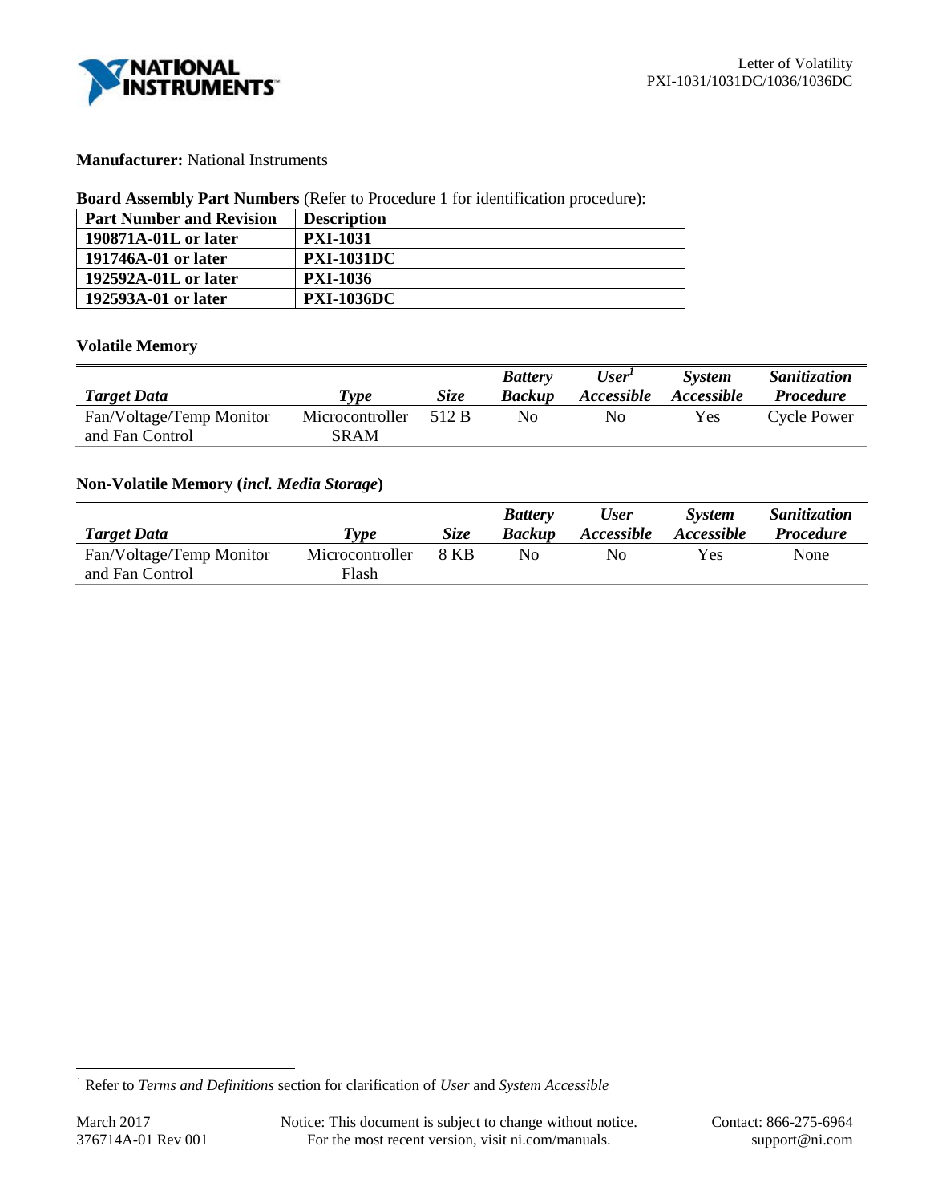**Manufacturer:** National Instruments

**Board Assembly Part Numbers** (Refer to Procedure 1 for identification procedure):

| Part Number and Revision | Description |
|---|---|
| **190871A-01L or later** | **PXI-1031** |
| **191746A-01 or later** | **PXI-1031DC** |
| **192592A-01L or later** | **PXI-1036** |
| **192593A-01 or later** | **PXI-1036DC** |

### Volatile Memory

| *Target Data* | *Type* | *Size* | *Battery Backup* | *User[1] Accessible* | *System Accessible* | *Sanitization Procedure* |
|---|---|---|---|---|---|---|
| Fan/Voltage/Temp Monitor and Fan Control | Microcontroller SRAM | 512 B | No | No | Yes | Cycle Power |

### Non-Volatile Memory (*incl. Media Storage*)

| *Target Data* | *Type* | *Size* | *Battery Backup* | *User Accessible* | *System Accessible* | *Sanitization Procedure* |
|---|---|---|---|---|---|---|
| Fan/Voltage/Temp Monitor and Fan Control | Microcontroller Flash | 8 KB | No | No | Yes | None |

[1] Refer to *Terms and Definitions* section for clarification of *User* and *System Accessible*

March 2017
376714A-01 Rev 001

Notice: This document is subject to change without notice. For the most recent version, visit ni.com/manuals.

Contact: 866-275-6964
support@ni.com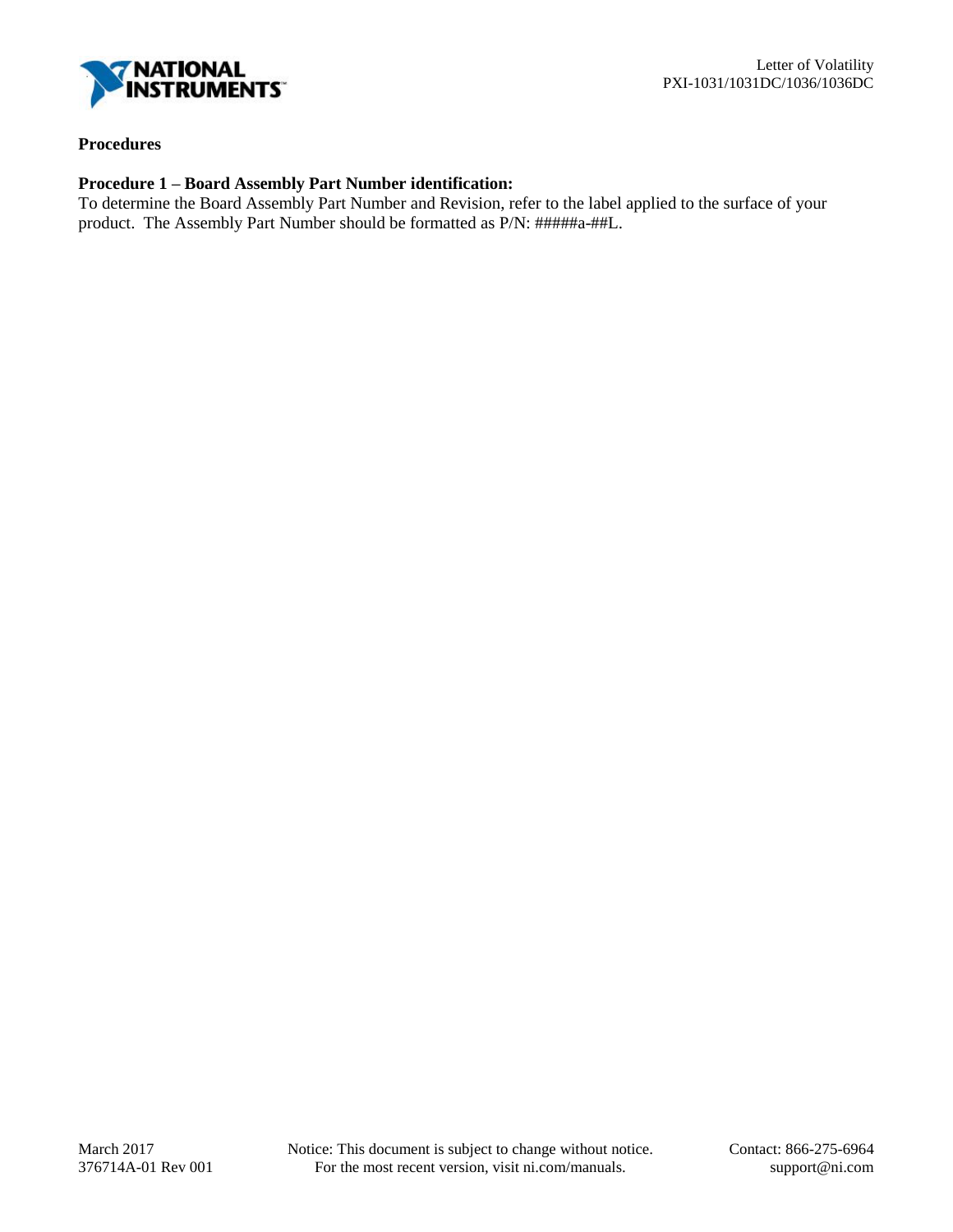**Procedures**

**Procedure 1 – Board Assembly Part Number identification:**

To determine the Board Assembly Part Number and Revision, refer to the label applied to the surface of your product. The Assembly Part Number should be formatted as P/N: #####a-##L.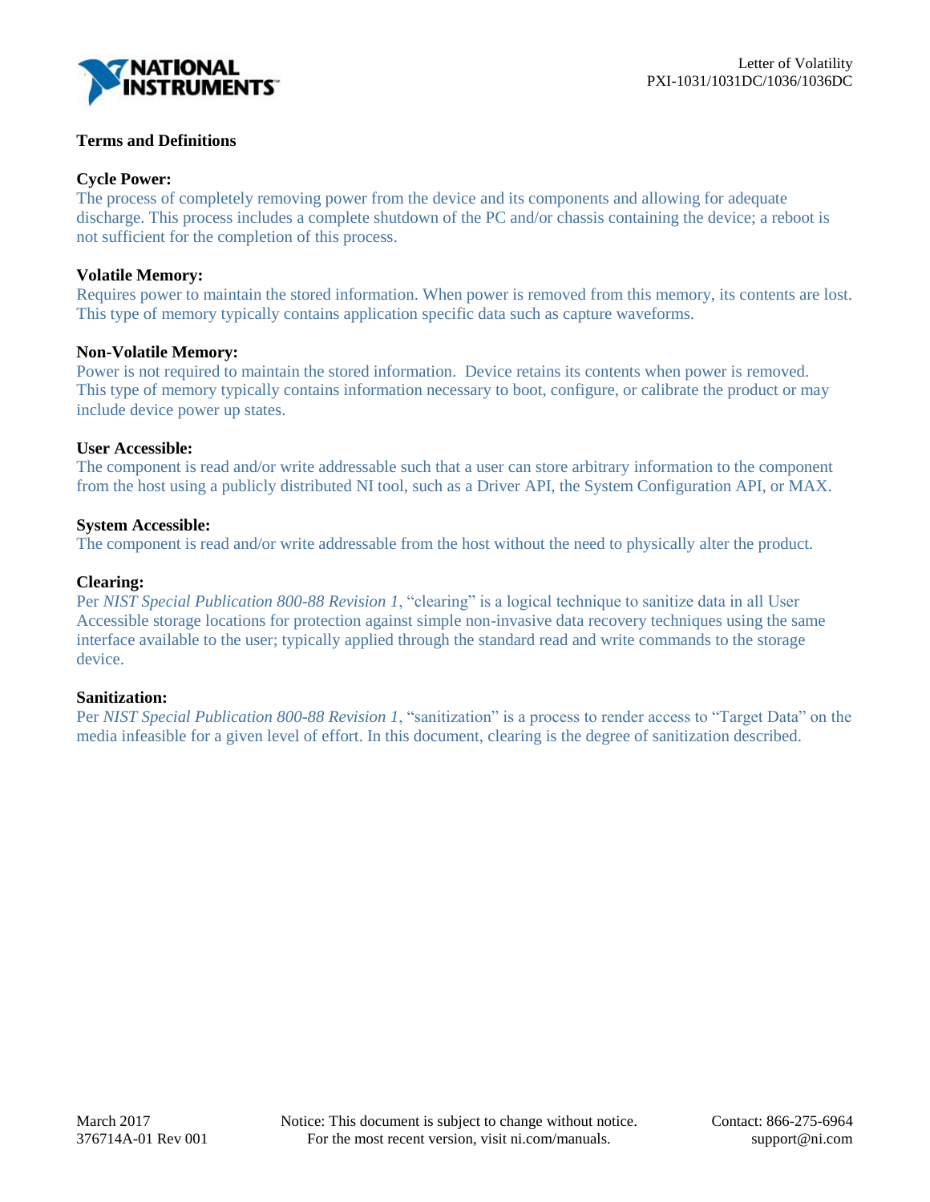**Terms and Definitions**

**Cycle Power:**
The process of completely removing power from the device and its components and allowing for adequate discharge. This process includes a complete shutdown of the PC and/or chassis containing the device; a reboot is not sufficient for the completion of this process.

**Volatile Memory:**
Requires power to maintain the stored information. When power is removed from this memory, its contents are lost. This type of memory typically contains application specific data such as capture waveforms.

**Non-Volatile Memory:**
Power is not required to maintain the stored information. Device retains its contents when power is removed. This type of memory typically contains information necessary to boot, configure, or calibrate the product or may include device power up states.

**User Accessible:**
The component is read and/or write addressable such that a user can store arbitrary information to the component from the host using a publicly distributed NI tool, such as a Driver API, the System Configuration API, or MAX.

**System Accessible:**
The component is read and/or write addressable from the host without the need to physically alter the product.

**Clearing:**
Per *NIST Special Publication 800-88 Revision 1*, "clearing" is a logical technique to sanitize data in all User Accessible storage locations for protection against simple non-invasive data recovery techniques using the same interface available to the user; typically applied through the standard read and write commands to the storage device.

**Sanitization:**
Per *NIST Special Publication 800-88 Revision 1*, "sanitization" is a process to render access to "Target Data" on the media infeasible for a given level of effort. In this document, clearing is the degree of sanitization described.